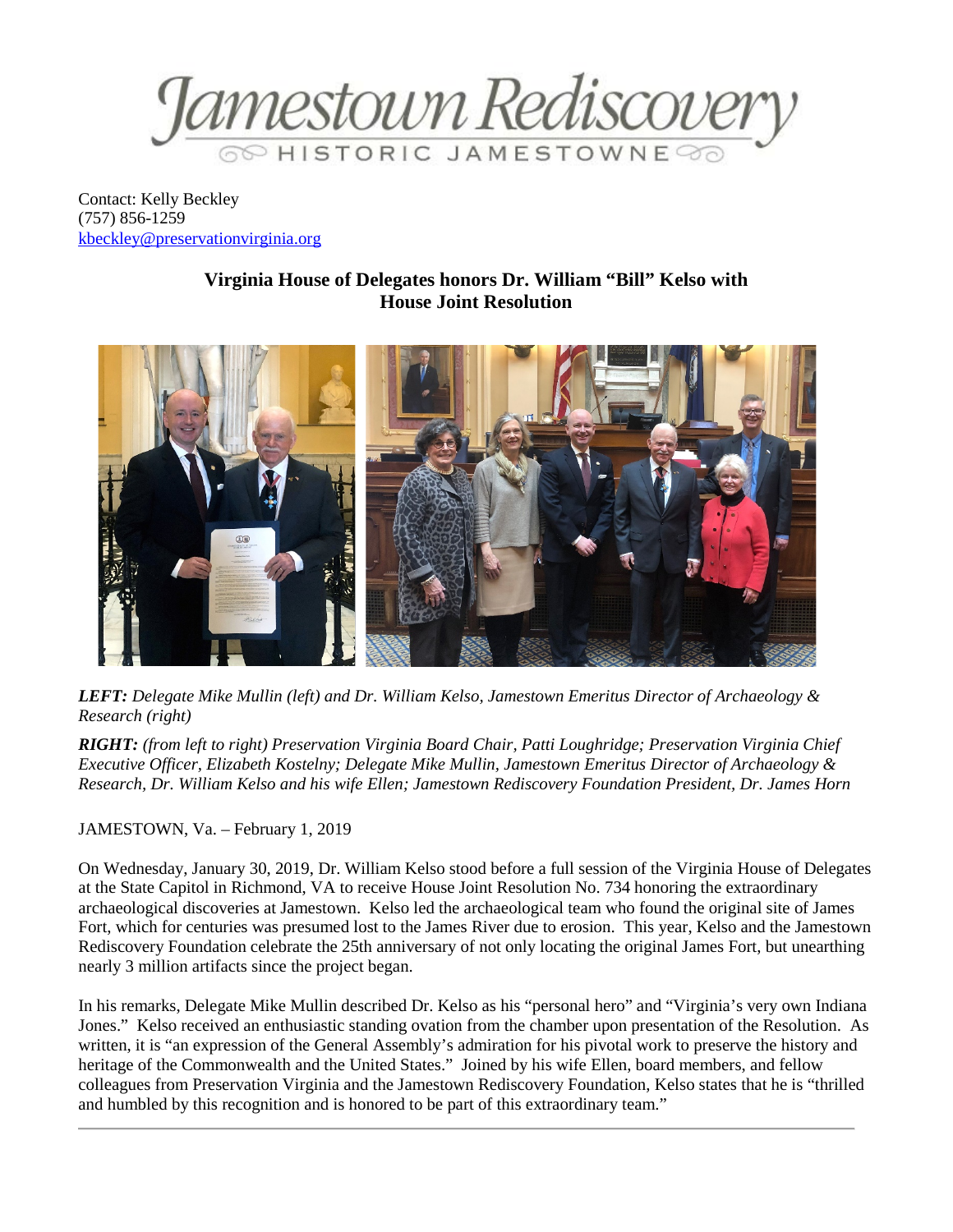Jamestown Rediscovery
HISTORIC JAMESTOWNE

Contact: Kelly Beckley
(757) 856-1259
kbeckley@preservationvirginia.org

## Virginia House of Delegates honors Dr. William "Bill" Kelso with House Joint Resolution

***LEFT:*** *Delegate Mike Mullin (left) and Dr. William Kelso, Jamestown Emeritus Director of Archaeology & Research (right)*

***RIGHT:*** *(from left to right) Preservation Virginia Board Chair, Patti Loughridge; Preservation Virginia Chief Executive Officer, Elizabeth Kostelny; Delegate Mike Mullin, Jamestown Emeritus Director of Archaeology & Research, Dr. William Kelso and his wife Ellen; Jamestown Rediscovery Foundation President, Dr. James Horn*

JAMESTOWN, Va. – February 1, 2019

On Wednesday, January 30, 2019, Dr. William Kelso stood before a full session of the Virginia House of Delegates at the State Capitol in Richmond, VA to receive House Joint Resolution No. 734 honoring the extraordinary archaeological discoveries at Jamestown. Kelso led the archaeological team who found the original site of James Fort, which for centuries was presumed lost to the James River due to erosion. This year, Kelso and the Jamestown Rediscovery Foundation celebrate the 25th anniversary of not only locating the original James Fort, but unearthing nearly 3 million artifacts since the project began.

In his remarks, Delegate Mike Mullin described Dr. Kelso as his "personal hero" and "Virginia's very own Indiana Jones." Kelso received an enthusiastic standing ovation from the chamber upon presentation of the Resolution. As written, it is "an expression of the General Assembly's admiration for his pivotal work to preserve the history and heritage of the Commonwealth and the United States." Joined by his wife Ellen, board members, and fellow colleagues from Preservation Virginia and the Jamestown Rediscovery Foundation, Kelso states that he is "thrilled and humbled by this recognition and is honored to be part of this extraordinary team."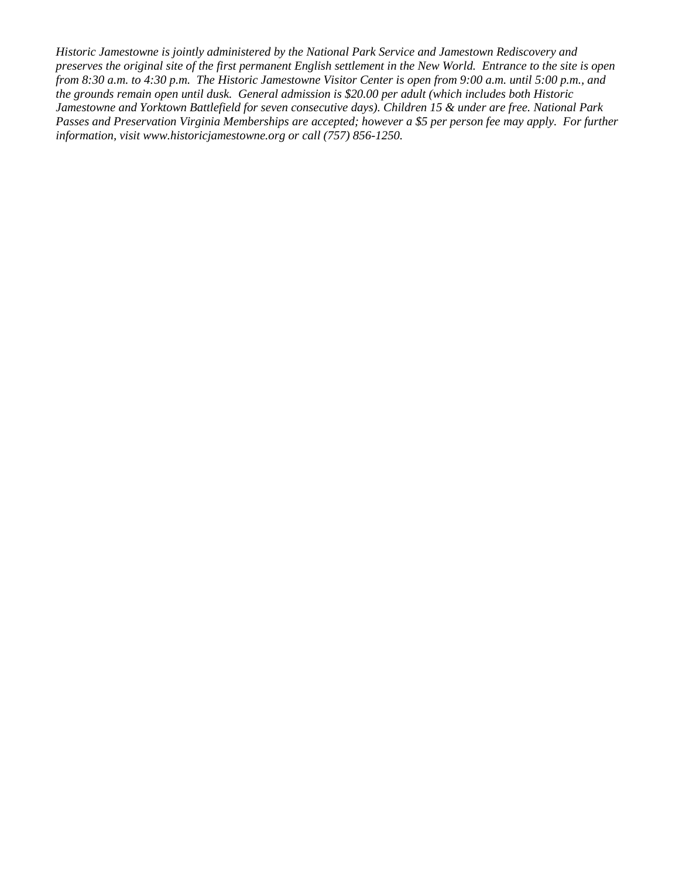*Historic Jamestowne is jointly administered by the National Park Service and Jamestown Rediscovery and preserves the original site of the first permanent English settlement in the New World. Entrance to the site is open from 8:30 a.m. to 4:30 p.m. The Historic Jamestowne Visitor Center is open from 9:00 a.m. until 5:00 p.m., and the grounds remain open until dusk. General admission is $20.00 per adult (which includes both Historic Jamestowne and Yorktown Battlefield for seven consecutive days). Children 15 & under are free. National Park Passes and Preservation Virginia Memberships are accepted; however a $5 per person fee may apply. For further information, visit www.historicjamestowne.org or call (757) 856-1250.*